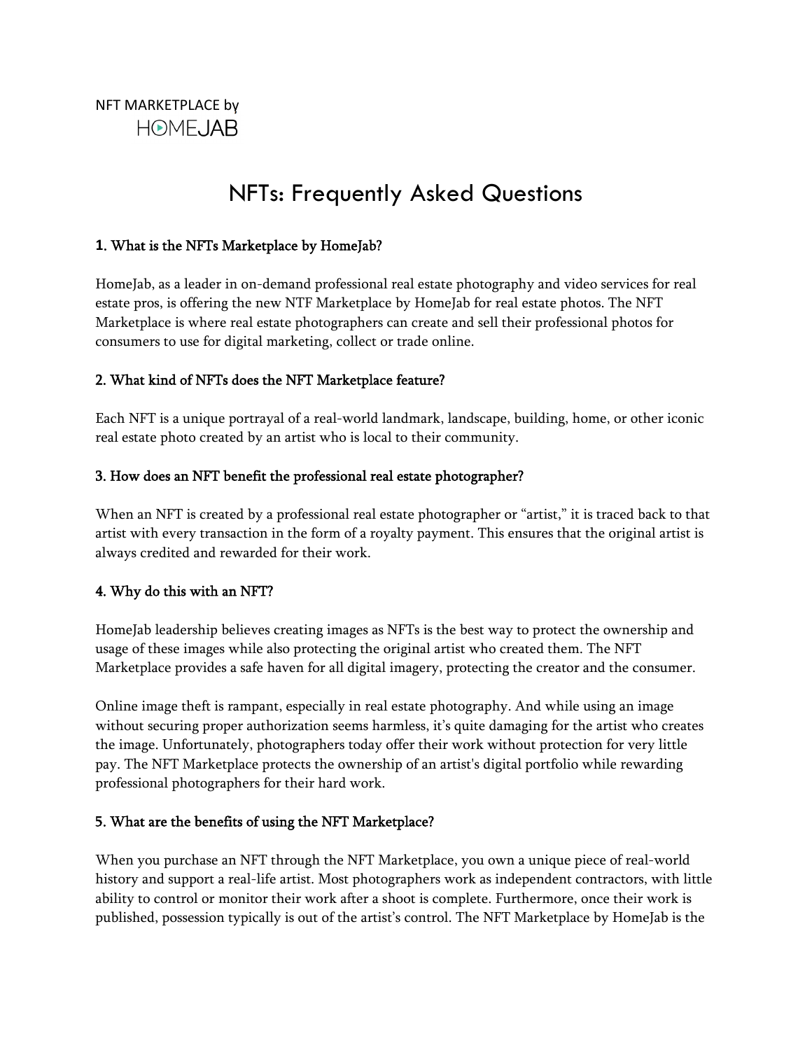NFT MARKETPLACE by
HOMEJAB

# NFTs: Frequently Asked Questions

### 1. What is the NFTs Marketplace by HomeJab?

HomeJab, as a leader in on-demand professional real estate photography and video services for real estate pros, is offering the new NTF Marketplace by HomeJab for real estate photos. The NFT Marketplace is where real estate photographers can create and sell their professional photos for consumers to use for digital marketing, collect or trade online.

### 2. What kind of NFTs does the NFT Marketplace feature?

Each NFT is a unique portrayal of a real-world landmark, landscape, building, home, or other iconic real estate photo created by an artist who is local to their community.

### 3. How does an NFT benefit the professional real estate photographer?

When an NFT is created by a professional real estate photographer or "artist," it is traced back to that artist with every transaction in the form of a royalty payment. This ensures that the original artist is always credited and rewarded for their work.

### 4. Why do this with an NFT?

HomeJab leadership believes creating images as NFTs is the best way to protect the ownership and usage of these images while also protecting the original artist who created them. The NFT Marketplace provides a safe haven for all digital imagery, protecting the creator and the consumer.

Online image theft is rampant, especially in real estate photography. And while using an image without securing proper authorization seems harmless, it's quite damaging for the artist who creates the image. Unfortunately, photographers today offer their work without protection for very little pay. The NFT Marketplace protects the ownership of an artist's digital portfolio while rewarding professional photographers for their hard work.

### 5. What are the benefits of using the NFT Marketplace?

When you purchase an NFT through the NFT Marketplace, you own a unique piece of real-world history and support a real-life artist. Most photographers work as independent contractors, with little ability to control or monitor their work after a shoot is complete. Furthermore, once their work is published, possession typically is out of the artist's control. The NFT Marketplace by HomeJab is the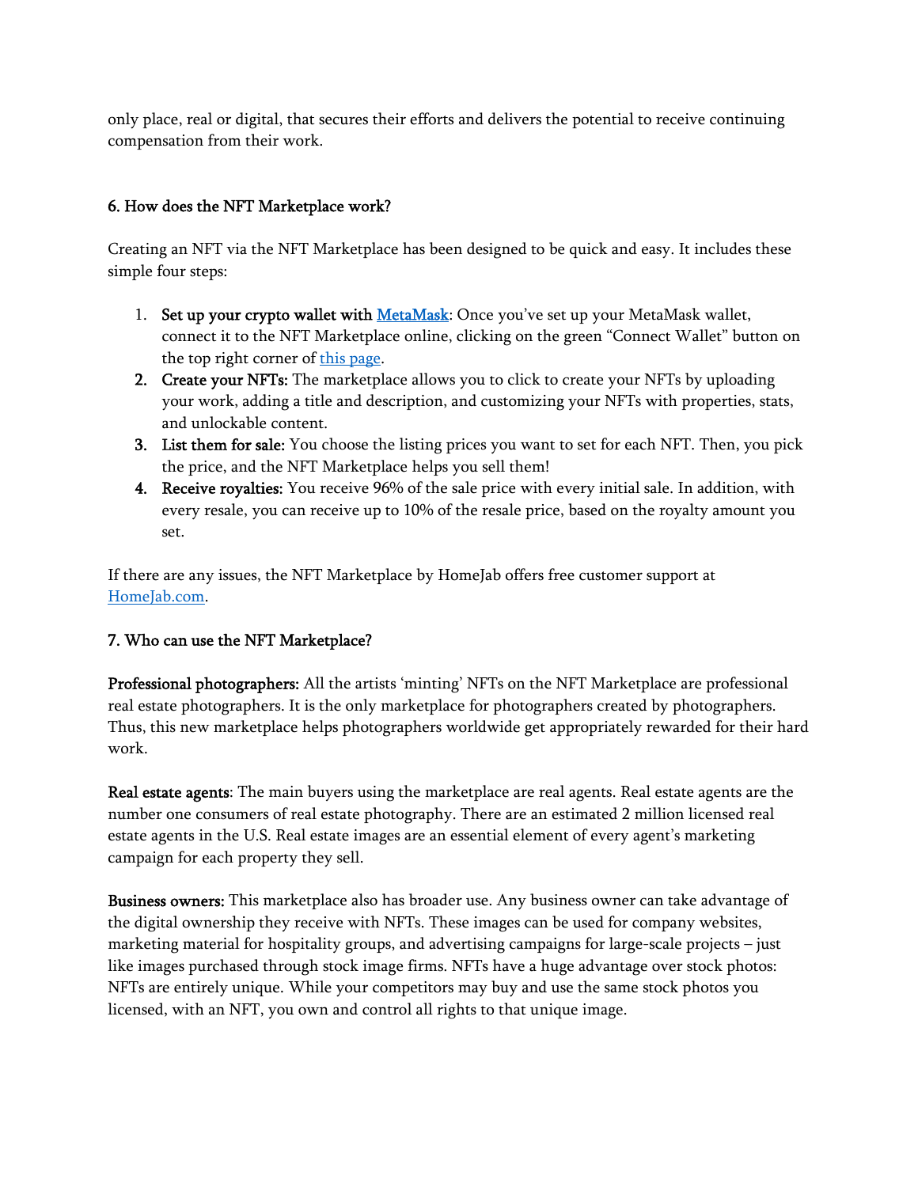only place, real or digital, that secures their efforts and delivers the potential to receive continuing compensation from their work.

### 6. How does the NFT Marketplace work?

Creating an NFT via the NFT Marketplace has been designed to be quick and easy. It includes these simple four steps:

1. **Set up your crypto wallet with [MetaMask](MetaMask)**: Once you've set up your MetaMask wallet, connect it to the NFT Marketplace online, clicking on the green "Connect Wallet" button on the top right corner of [this page](this page).
2. **Create your NFTs:** The marketplace allows you to click to create your NFTs by uploading your work, adding a title and description, and customizing your NFTs with properties, stats, and unlockable content.
3. **List them for sale:** You choose the listing prices you want to set for each NFT. Then, you pick the price, and the NFT Marketplace helps you sell them!
4. **Receive royalties:** You receive 96% of the sale price with every initial sale. In addition, with every resale, you can receive up to 10% of the resale price, based on the royalty amount you set.

If there are any issues, the NFT Marketplace by HomeJab offers free customer support at [HomeJab.com](HomeJab.com).

### 7. Who can use the NFT Marketplace?

**Professional photographers:** All the artists 'minting' NFTs on the NFT Marketplace are professional real estate photographers. It is the only marketplace for photographers created by photographers. Thus, this new marketplace helps photographers worldwide get appropriately rewarded for their hard work.

**Real estate agents**: The main buyers using the marketplace are real agents. Real estate agents are the number one consumers of real estate photography. There are an estimated 2 million licensed real estate agents in the U.S. Real estate images are an essential element of every agent's marketing campaign for each property they sell.

**Business owners:** This marketplace also has broader use. Any business owner can take advantage of the digital ownership they receive with NFTs. These images can be used for company websites, marketing material for hospitality groups, and advertising campaigns for large-scale projects – just like images purchased through stock image firms. NFTs have a huge advantage over stock photos: NFTs are entirely unique. While your competitors may buy and use the same stock photos you licensed, with an NFT, you own and control all rights to that unique image.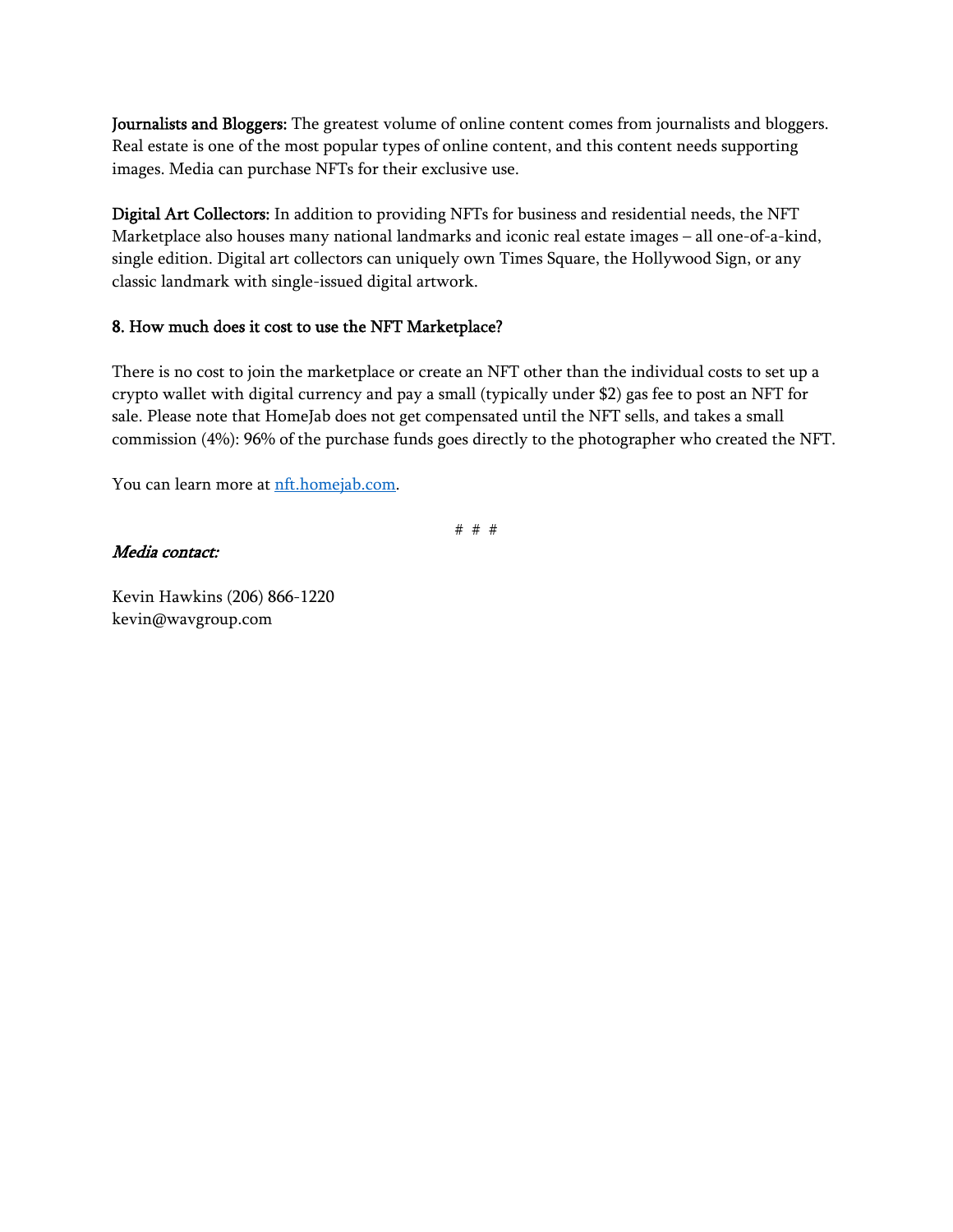**Journalists and Bloggers:** The greatest volume of online content comes from journalists and bloggers. Real estate is one of the most popular types of online content, and this content needs supporting images. Media can purchase NFTs for their exclusive use.

**Digital Art Collectors:** In addition to providing NFTs for business and residential needs, the NFT Marketplace also houses many national landmarks and iconic real estate images – all one-of-a-kind, single edition. Digital art collectors can uniquely own Times Square, the Hollywood Sign, or any classic landmark with single-issued digital artwork.

**8. How much does it cost to use the NFT Marketplace?**

There is no cost to join the marketplace or create an NFT other than the individual costs to set up a crypto wallet with digital currency and pay a small (typically under $2) gas fee to post an NFT for sale. Please note that HomeJab does not get compensated until the NFT sells, and takes a small commission (4%): 96% of the purchase funds goes directly to the photographer who created the NFT.

You can learn more at [nft.homejab.com](nft.homejab.com).

# # #

*Media contact:*

Kevin Hawkins (206) 866-1220
kevin@wavgroup.com